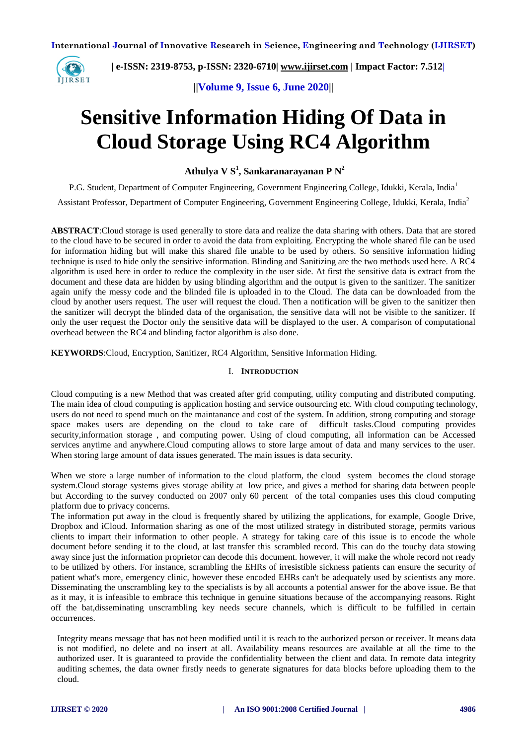# Sensitive Information Hiding Of Data in Cloud Storage Using RC4 Algorithm

**Athulya V S[1], Sankaranarayanan P N[2]**

P.G. Student, Department of Computer Engineering, Government Engineering College, Idukki, Kerala, India[1]

Assistant Professor, Department of Computer Engineering, Government Engineering College, Idukki, Kerala, India[2]

**ABSTRACT**:Cloud storage is used generally to store data and realize the data sharing with others. Data that are stored to the cloud have to be secured in order to avoid the data from exploiting. Encrypting the whole shared file can be used for information hiding but will make this shared file unable to be used by others. So sensitive information hiding technique is used to hide only the sensitive information. Blinding and Sanitizing are the two methods used here. A RC4 algorithm is used here in order to reduce the complexity in the user side. At first the sensitive data is extract from the document and these data are hidden by using blinding algorithm and the output is given to the sanitizer. The sanitizer again unify the messy code and the blinded file is uploaded in to the Cloud. The data can be downloaded from the cloud by another users request. The user will request the cloud. Then a notification will be given to the sanitizer then the sanitizer will decrypt the blinded data of the organisation, the sensitive data will not be visible to the sanitizer. If only the user request the Doctor only the sensitive data will be displayed to the user. A comparison of computational overhead between the RC4 and blinding factor algorithm is also done.

**KEYWORDS**:Cloud, Encryption, Sanitizer, RC4 Algorithm, Sensitive Information Hiding.

## I. Introduction

Cloud computing is a new Method that was created after grid computing, utility computing and distributed computing. The main idea of cloud computing is application hosting and service outsourcing etc. With cloud computing technology, users do not need to spend much on the maintanance and cost of the system. In addition, strong computing and storage space makes users are depending on the cloud to take care of difficult tasks.Cloud computing provides security,information storage , and computing power. Using of cloud computing, all information can be Accessed services anytime and anywhere.Cloud computing allows to store large amout of data and many services to the user. When storing large amount of data issues generated. The main issues is data security.

When we store a large number of information to the cloud platform, the cloud system becomes the cloud storage system.Cloud storage systems gives storage ability at low price, and gives a method for sharing data between people but According to the survey conducted on 2007 only 60 percent of the total companies uses this cloud computing platform due to privacy concerns.

The information put away in the cloud is frequently shared by utilizing the applications, for example, Google Drive, Dropbox and iCloud. Information sharing as one of the most utilized strategy in distributed storage, permits various clients to impart their information to other people. A strategy for taking care of this issue is to encode the whole document before sending it to the cloud, at last transfer this scrambled record. This can do the touchy data stowing away since just the information proprietor can decode this document. however, it will make the whole record not ready to be utilized by others. For instance, scrambling the EHRs of irresistible sickness patients can ensure the security of patient what's more, emergency clinic, however these encoded EHRs can't be adequately used by scientists any more. Disseminating the unscrambling key to the specialists is by all accounts a potential answer for the above issue. Be that as it may, it is infeasible to embrace this technique in genuine situations because of the accompanying reasons. Right off the bat,disseminating unscrambling key needs secure channels, which is difficult to be fulfilled in certain occurrences.

Integrity means message that has not been modified until it is reach to the authorized person or receiver. It means data is not modified, no delete and no insert at all. Availability means resources are available at all the time to the authorized user. It is guaranteed to provide the confidentiality between the client and data. In remote data integrity auditing schemes, the data owner firstly needs to generate signatures for data blocks before uploading them to the cloud.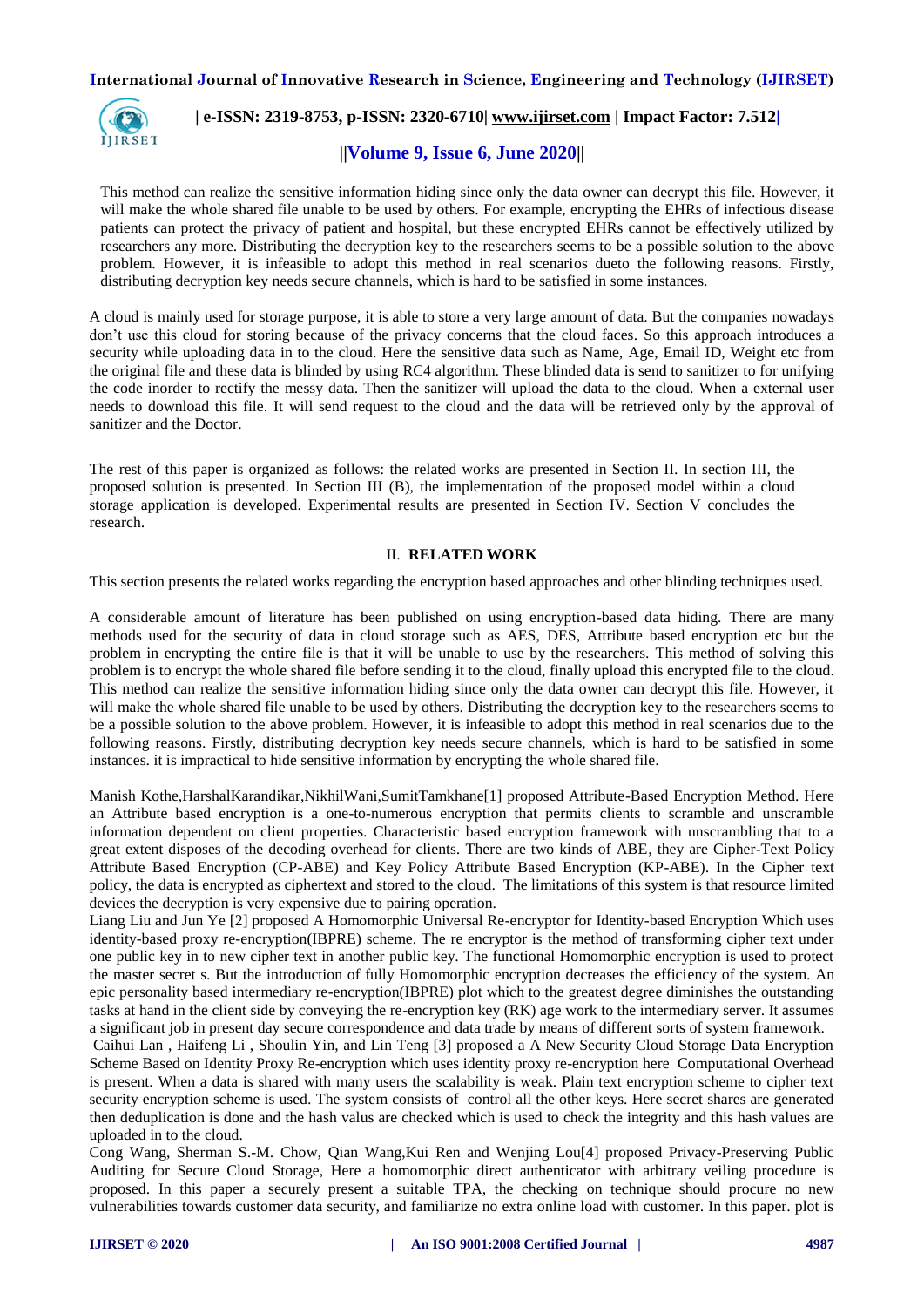This method can realize the sensitive information hiding since only the data owner can decrypt this file. However, it will make the whole shared file unable to be used by others. For example, encrypting the EHRs of infectious disease patients can protect the privacy of patient and hospital, but these encrypted EHRs cannot be effectively utilized by researchers any more. Distributing the decryption key to the researchers seems to be a possible solution to the above problem. However, it is infeasible to adopt this method in real scenarios dueto the following reasons. Firstly, distributing decryption key needs secure channels, which is hard to be satisfied in some instances.

A cloud is mainly used for storage purpose, it is able to store a very large amount of data. But the companies nowadays don't use this cloud for storing because of the privacy concerns that the cloud faces. So this approach introduces a security while uploading data in to the cloud. Here the sensitive data such as Name, Age, Email ID, Weight etc from the original file and these data is blinded by using RC4 algorithm. These blinded data is send to sanitizer for unifying the code inorder to rectify the messy data. Then the sanitizer will upload the data to the cloud. When a external user needs to download this file. It will send request to the cloud and the data will be retrieved only by the approval of sanitizer and the Doctor.

The rest of this paper is organized as follows: the related works are presented in Section II. In section III, the proposed solution is presented. In Section III (B), the implementation of the proposed model within a cloud storage application is developed. Experimental results are presented in Section IV. Section V concludes the research.

## II. RELATED WORK

This section presents the related works regarding the encryption based approaches and other blinding techniques used.

A considerable amount of literature has been published on using encryption-based data hiding. There are many methods used for the security of data in cloud storage such as AES, DES, Attribute based encryption etc but the problem in encrypting the entire file is that it will be unable to use by the researchers. This method of solving this problem is to encrypt the whole shared file before sending it to the cloud, finally upload this encrypted file to the cloud. This method can realize the sensitive information hiding since only the data owner can decrypt this file. However, it will make the whole shared file unable to be used by others. Distributing the decryption key to the researchers seems to be a possible solution to the above problem. However, it is infeasible to adopt this method in real scenarios due to the following reasons. Firstly, distributing decryption key needs secure channels, which is hard to be satisfied in some instances. it is impractical to hide sensitive information by encrypting the whole shared file.

Manish Kothe,HarshalKarandikar,NikhilWani,SumitTamkhane[1] proposed Attribute-Based Encryption Method. Here an Attribute based encryption is a one-to-numerous encryption that permits clients to scramble and unscramble information dependent on client properties. Characteristic based encryption framework with unscrambling that to a great extent disposes of the decoding overhead for clients. There are two kinds of ABE, they are Cipher-Text Policy Attribute Based Encryption (CP-ABE) and Key Policy Attribute Based Encryption (KP-ABE). In the Cipher text policy, the data is encrypted as ciphertext and stored to the cloud. The limitations of this system is that resource limited devices the decryption is very expensive due to pairing operation.

Liang Liu and Jun Ye [2] proposed A Homomorphic Universal Re-encryptor for Identity-based Encryption Which uses identity-based proxy re-encryption(IBPRE) scheme. The re encryptor is the method of transforming cipher text under one public key in to new cipher text in another public key. The functional Homomorphic encryption is used to protect the master secret s. But the introduction of fully Homomorphic encryption decreases the efficiency of the system. An epic personality based intermediary re-encryption(IBPRE) plot which to the greatest degree diminishes the outstanding tasks at hand in the client side by conveying the re-encryption key (RK) age work to the intermediary server. It assumes a significant job in present day secure correspondence and data trade by means of different sorts of system framework.

Caihui Lan , Haifeng Li , Shoulin Yin, and Lin Teng [3] proposed a A New Security Cloud Storage Data Encryption Scheme Based on Identity Proxy Re-encryption which uses identity proxy re-encryption here Computational Overhead is present. When a data is shared with many users the scalability is weak. Plain text encryption scheme to cipher text security encryption scheme is used. The system consists of control all the other keys. Here secret shares are generated then deduplication is done and the hash valus are checked which is used to check the integrity and this hash values are uploaded in to the cloud.

Cong Wang, Sherman S.-M. Chow, Qian Wang,Kui Ren and Wenjing Lou[4] proposed Privacy-Preserving Public Auditing for Secure Cloud Storage, Here a homomorphic direct authenticator with arbitrary veiling procedure is proposed. In this paper a securely present a suitable TPA, the checking on technique should procure no new vulnerabilities towards customer data security, and familiarize no extra online load with customer. In this paper. plot is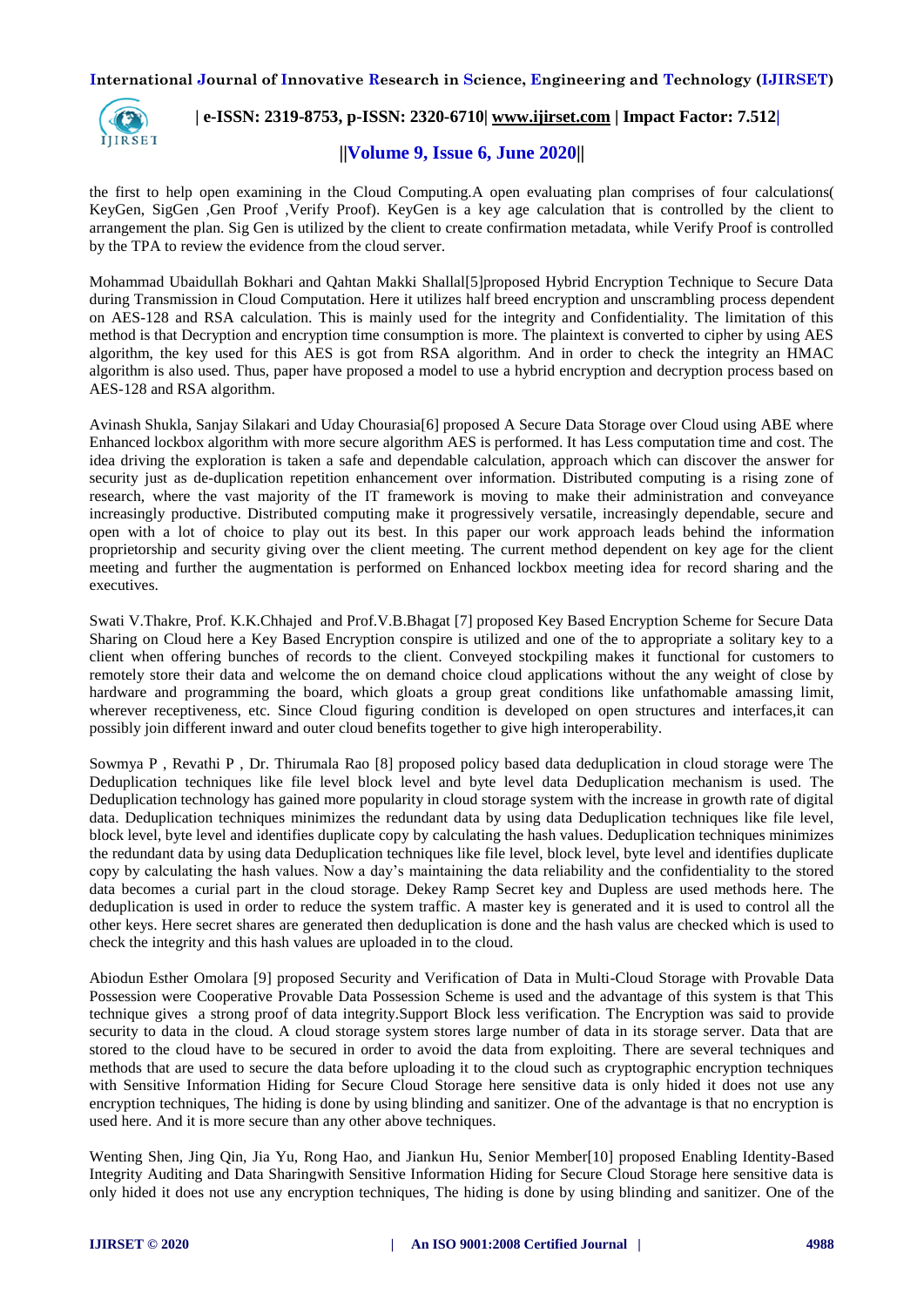the first to help open examining in the Cloud Computing.A open evaluating plan comprises of four calculations( KeyGen, SigGen ,Gen Proof ,Verify Proof). KeyGen is a key age calculation that is controlled by the client to arrangement the plan. Sig Gen is utilized by the client to create confirmation metadata, while Verify Proof is controlled by the TPA to review the evidence from the cloud server.

Mohammad Ubaidullah Bokhari and Qahtan Makki Shallal[5]proposed Hybrid Encryption Technique to Secure Data during Transmission in Cloud Computation. Here it utilizes half breed encryption and unscrambling process dependent on AES-128 and RSA calculation. This is mainly used for the integrity and Confidentiality. The limitation of this method is that Decryption and encryption time consumption is more. The plaintext is converted to cipher by using AES algorithm, the key used for this AES is got from RSA algorithm. And in order to check the integrity an HMAC algorithm is also used. Thus, paper have proposed a model to use a hybrid encryption and decryption process based on AES-128 and RSA algorithm.

Avinash Shukla, Sanjay Silakari and Uday Chourasia[6] proposed A Secure Data Storage over Cloud using ABE where Enhanced lockbox algorithm with more secure algorithm AES is performed. It has Less computation time and cost. The idea driving the exploration is taken a safe and dependable calculation, approach which can discover the answer for security just as de-duplication repetition enhancement over information. Distributed computing is a rising zone of research, where the vast majority of the IT framework is moving to make their administration and conveyance increasingly productive. Distributed computing make it progressively versatile, increasingly dependable, secure and open with a lot of choice to play out its best. In this paper our work approach leads behind the information proprietorship and security giving over the client meeting. The current method dependent on key age for the client meeting and further the augmentation is performed on Enhanced lockbox meeting idea for record sharing and the executives.

Swati V.Thakre, Prof. K.K.Chhajed and Prof.V.B.Bhagat [7] proposed Key Based Encryption Scheme for Secure Data Sharing on Cloud here a Key Based Encryption conspire is utilized and one of the to appropriate a solitary key to a client when offering bunches of records to the client. Conveyed stockpiling makes it functional for customers to remotely store their data and welcome the on demand choice cloud applications without the any weight of close by hardware and programming the board, which gloats a group great conditions like unfathomable amassing limit, wherever receptiveness, etc. Since Cloud figuring condition is developed on open structures and interfaces,it can possibly join different inward and outer cloud benefits together to give high interoperability.

Sowmya P , Revathi P , Dr. Thirumala Rao [8] proposed policy based data deduplication in cloud storage were The Deduplication techniques like file level block level and byte level data Deduplication mechanism is used. The Deduplication technology has gained more popularity in cloud storage system with the increase in growth rate of digital data. Deduplication techniques minimizes the redundant data by using data Deduplication techniques like file level, block level, byte level and identifies duplicate copy by calculating the hash values. Deduplication techniques minimizes the redundant data by using data Deduplication techniques like file level, block level, byte level and identifies duplicate copy by calculating the hash values. Now a day's maintaining the data reliability and the confidentiality to the stored data becomes a curial part in the cloud storage. Dekey Ramp Secret key and Dupless are used methods here. The deduplication is used in order to reduce the system traffic. A master key is generated and it is used to control all the other keys. Here secret shares are generated then deduplication is done and the hash valus are checked which is used to check the integrity and this hash values are uploaded in to the cloud.

Abiodun Esther Omolara [9] proposed Security and Verification of Data in Multi-Cloud Storage with Provable Data Possession were Cooperative Provable Data Possession Scheme is used and the advantage of this system is that This technique gives a strong proof of data integrity.Support Block less verification. The Encryption was said to provide security to data in the cloud. A cloud storage system stores large number of data in its storage server. Data that are stored to the cloud have to be secured in order to avoid the data from exploiting. There are several techniques and methods that are used to secure the data before uploading it to the cloud such as cryptographic encryption techniques with Sensitive Information Hiding for Secure Cloud Storage here sensitive data is only hided it does not use any encryption techniques, The hiding is done by using blinding and sanitizer. One of the advantage is that no encryption is used here. And it is more secure than any other above techniques.

Wenting Shen, Jing Qin, Jia Yu, Rong Hao, and Jiankun Hu, Senior Member[10] proposed Enabling Identity-Based Integrity Auditing and Data Sharingwith Sensitive Information Hiding for Secure Cloud Storage here sensitive data is only hided it does not use any encryption techniques, The hiding is done by using blinding and sanitizer. One of the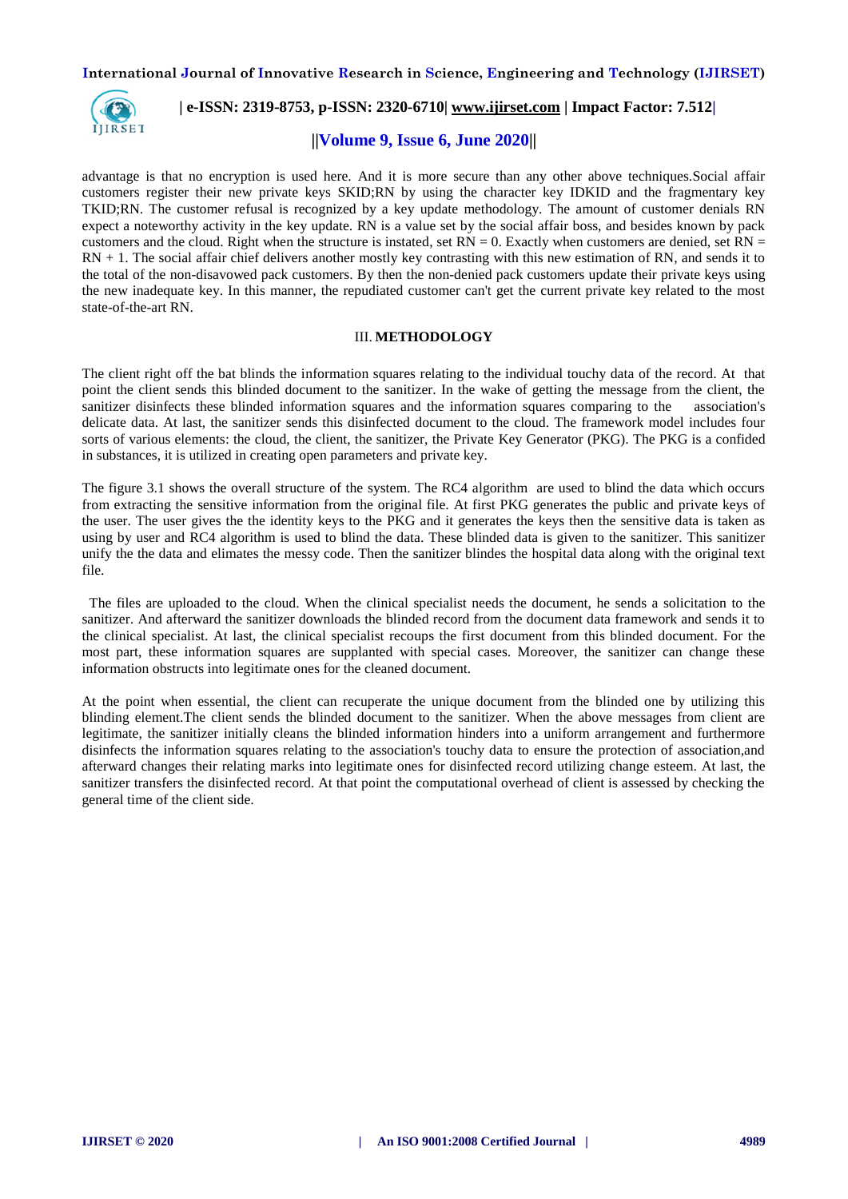advantage is that no encryption is used here. And it is more secure than any other above techniques.Social affair customers register their new private keys SKID;RN by using the character key IDKID and the fragmentary key TKID;RN. The customer refusal is recognized by a key update methodology. The amount of customer denials RN expect a noteworthy activity in the key update. RN is a value set by the social affair boss, and besides known by pack customers and the cloud. Right when the structure is instated, set RN = 0. Exactly when customers are denied, set RN = RN + 1. The social affair chief delivers another mostly key contrasting with this new estimation of RN, and sends it to the total of the non-disavowed pack customers. By then the non-denied pack customers update their private keys using the new inadequate key. In this manner, the repudiated customer can't get the current private key related to the most state-of-the-art RN.

## III. METHODOLOGY

The client right off the bat blinds the information squares relating to the individual touchy data of the record. At that point the client sends this blinded document to the sanitizer. In the wake of getting the message from the client, the sanitizer disinfects these blinded information squares and the information squares comparing to the association's delicate data. At last, the sanitizer sends this disinfected document to the cloud. The framework model includes four sorts of various elements: the cloud, the client, the sanitizer, the Private Key Generator (PKG). The PKG is a confided in substances, it is utilized in creating open parameters and private key.

The figure 3.1 shows the overall structure of the system. The RC4 algorithm are used to blind the data which occurs from extracting the sensitive information from the original file. At first PKG generates the public and private keys of the user. The user gives the the identity keys to the PKG and it generates the keys then the sensitive data is taken as using by user and RC4 algorithm is used to blind the data. These blinded data is given to the sanitizer. This sanitizer unify the the data and elimates the messy code. Then the sanitizer blindes the hospital data along with the original text file.

The files are uploaded to the cloud. When the clinical specialist needs the document, he sends a solicitation to the sanitizer. And afterward the sanitizer downloads the blinded record from the document data framework and sends it to the clinical specialist. At last, the clinical specialist recoups the first document from this blinded document. For the most part, these information squares are supplanted with special cases. Moreover, the sanitizer can change these information obstructs into legitimate ones for the cleaned document.

At the point when essential, the client can recuperate the unique document from the blinded one by utilizing this blinding element.The client sends the blinded document to the sanitizer. When the above messages from client are legitimate, the sanitizer initially cleans the blinded information hinders into a uniform arrangement and furthermore disinfects the information squares relating to the association's touchy data to ensure the protection of association,and afterward changes their relating marks into legitimate ones for disinfected record utilizing change esteem. At last, the sanitizer transfers the disinfected record. At that point the computational overhead of client is assessed by checking the general time of the client side.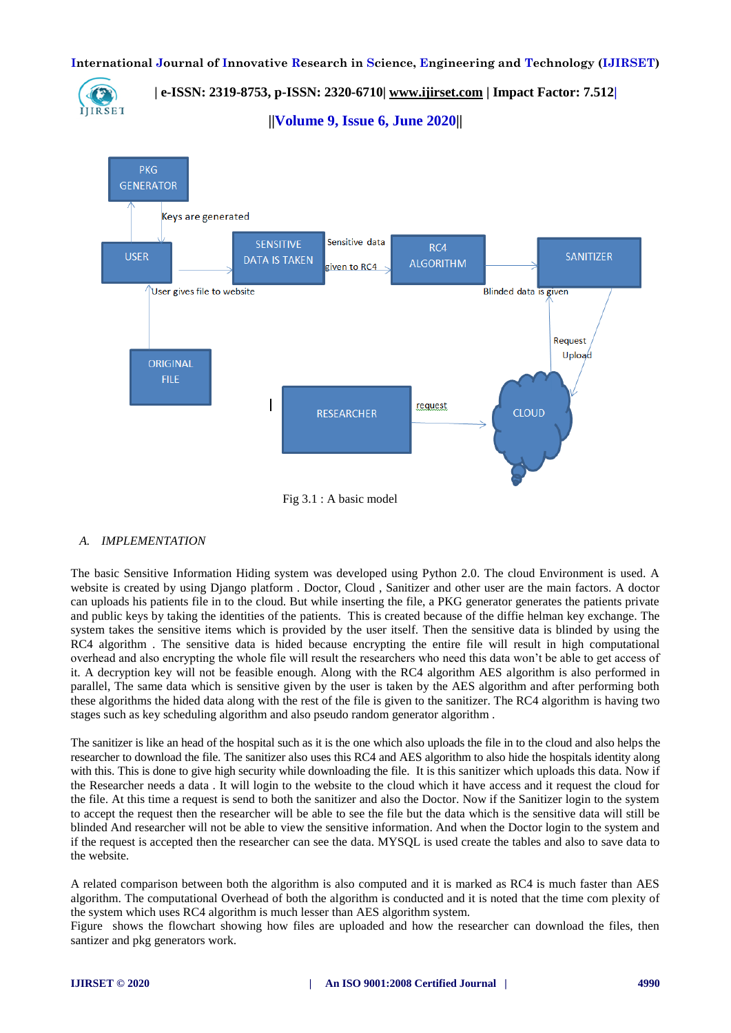Fig 3.1 : A basic model

### *A. IMPLEMENTATION*

The basic Sensitive Information Hiding system was developed using Python 2.0. The cloud Environment is used. A website is created by using Django platform . Doctor, Cloud , Sanitizer and other user are the main factors. A doctor can uploads his patients file in to the cloud. But while inserting the file, a PKG generator generates the patients private and public keys by taking the identities of the patients. This is created because of the diffie helman key exchange. The system takes the sensitive items which is provided by the user itself. Then the sensitive data is blinded by using the RC4 algorithm . The sensitive data is hided because encrypting the entire file will result in high computational overhead and also encrypting the whole file will result the researchers who need this data won't be able to get access of it. A decryption key will not be feasible enough. Along with the RC4 algorithm AES algorithm is also performed in parallel, The same data which is sensitive given by the user is taken by the AES algorithm and after performing both these algorithms the hided data along with the rest of the file is given to the sanitizer. The RC4 algorithm is having two stages such as key scheduling algorithm and also pseudo random generator algorithm .

The sanitizer is like an head of the hospital such as it is the one which also uploads the file in to the cloud and also helps the researcher to download the file. The sanitizer also uses this RC4 and AES algorithm to also hide the hospitals identity along with this. This is done to give high security while downloading the file. It is this sanitizer which uploads this data. Now if the Researcher needs a data . It will login to the website to the cloud which it have access and it request the cloud for the file. At this time a request is send to both the sanitizer and also the Doctor. Now if the Sanitizer login to the system to accept the request then the researcher will be able to see the file but the data which is the sensitive data will still be blinded And researcher will not be able to view the sensitive information. And when the Doctor login to the system and if the request is accepted then the researcher can see the data. MYSQL is used create the tables and also to save data to the website.

A related comparison between both the algorithm is also computed and it is marked as RC4 is much faster than AES algorithm. The computational Overhead of both the algorithm is conducted and it is noted that the time com plexity of the system which uses RC4 algorithm is much lesser than AES algorithm system.
Figure shows the flowchart showing how files are uploaded and how the researcher can download the files, then santizer and pkg generators work.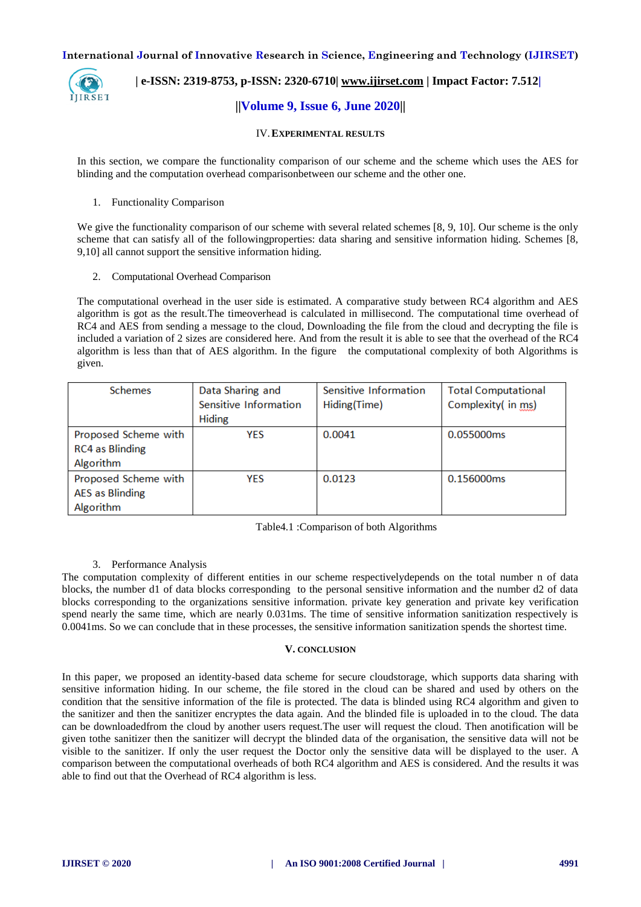## IV. EXPERIMENTAL RESULTS

In this section, we compare the functionality comparison of our scheme and the scheme which uses the AES for blinding and the computation overhead comparisonbetween our scheme and the other one.

1. Functionality Comparison

We give the functionality comparison of our scheme with several related schemes [8, 9, 10]. Our scheme is the only scheme that can satisfy all of the followingproperties: data sharing and sensitive information hiding. Schemes [8, 9,10] all cannot support the sensitive information hiding.

2. Computational Overhead Comparison

The computational overhead in the user side is estimated. A comparative study between RC4 algorithm and AES algorithm is got as the result.The timeoverhead is calculated in millisecond. The computational time overhead of RC4 and AES from sending a message to the cloud, Downloading the file from the cloud and decrypting the file is included a variation of 2 sizes are considered here. And from the result it is able to see that the overhead of the RC4 algorithm is less than that of AES algorithm. In the figure   the computational complexity of both Algorithms is given.

| Schemes | Data Sharing and Sensitive Information Hiding | Sensitive Information Hiding(Time) | Total Computational Complexity( in ms) |
|---|---|---|---|
| Proposed Scheme with RC4 as Blinding Algorithm | YES | 0.0041 | 0.055000ms |
| Proposed Scheme with AES as Blinding Algorithm | YES | 0.0123 | 0.156000ms |

Table4.1 :Comparison of both Algorithms

3. Performance Analysis

The computation complexity of different entities in our scheme respectivelydepends on the total number n of data blocks, the number d1 of data blocks corresponding  to the personal sensitive information and the number d2 of data blocks corresponding to the organizations sensitive information. private key generation and private key verification spend nearly the same time, which are nearly 0.031ms. The time of sensitive information sanitization respectively is 0.0041ms. So we can conclude that in these processes, the sensitive information sanitization spends the shortest time.

## V. CONCLUSION

In this paper, we proposed an identity-based data scheme for secure cloudstorage, which supports data sharing with sensitive information hiding. In our scheme, the file stored in the cloud can be shared and used by others on the condition that the sensitive information of the file is protected. The data is blinded using RC4 algorithm and given to the sanitizer and then the sanitizer encryptes the data again. And the blinded file is uploaded in to the cloud. The data can be downloadedfrom the cloud by another users request.The user will request the cloud. Then anotification will be given tothe sanitizer then the sanitizer will decrypt the blinded data of the organisation, the sensitive data will not be visible to the sanitizer. If only the user request the Doctor only the sensitive data will be displayed to the user. A comparison between the computational overheads of both RC4 algorithm and AES is considered. And the results it was able to find out that the Overhead of RC4 algorithm is less.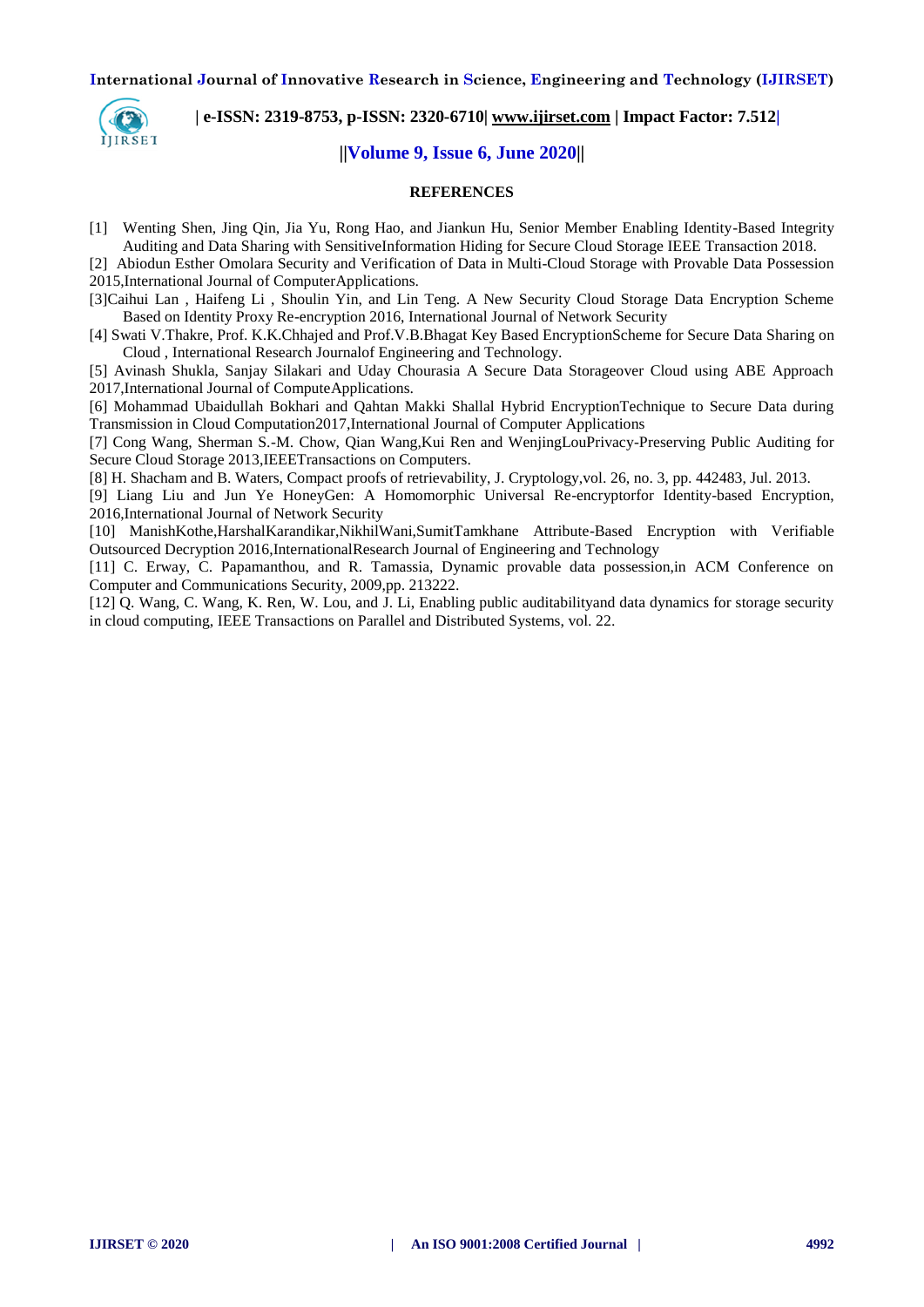## REFERENCES

[1] Wenting Shen, Jing Qin, Jia Yu, Rong Hao, and Jiankun Hu, Senior Member Enabling Identity-Based Integrity Auditing and Data Sharing with SensitiveInformation Hiding for Secure Cloud Storage IEEE Transaction 2018.

[2] Abiodun Esther Omolara Security and Verification of Data in Multi-Cloud Storage with Provable Data Possession 2015,International Journal of ComputerApplications.

[3]Caihui Lan , Haifeng Li , Shoulin Yin, and Lin Teng. A New Security Cloud Storage Data Encryption Scheme Based on Identity Proxy Re-encryption 2016, International Journal of Network Security

[4] Swati V.Thakre, Prof. K.K.Chhajed and Prof.V.B.Bhagat Key Based EncryptionScheme for Secure Data Sharing on Cloud , International Research Journalof Engineering and Technology.

[5] Avinash Shukla, Sanjay Silakari and Uday Chourasia A Secure Data Storageover Cloud using ABE Approach 2017,International Journal of ComputeApplications.

[6] Mohammad Ubaidullah Bokhari and Qahtan Makki Shallal Hybrid EncryptionTechnique to Secure Data during Transmission in Cloud Computation2017,International Journal of Computer Applications

[7] Cong Wang, Sherman S.-M. Chow, Qian Wang,Kui Ren and WenjingLouPrivacy-Preserving Public Auditing for Secure Cloud Storage 2013,IEEETransactions on Computers.

[8] H. Shacham and B. Waters, Compact proofs of retrievability, J. Cryptology,vol. 26, no. 3, pp. 442483, Jul. 2013.

[9] Liang Liu and Jun Ye HoneyGen: A Homomorphic Universal Re-encryptorfor Identity-based Encryption, 2016,International Journal of Network Security

[10] ManishKothe,HarshalKarandikar,NikhilWani,SumitTamkhane Attribute-Based Encryption with Verifiable Outsourced Decryption 2016,InternationalResearch Journal of Engineering and Technology

[11] C. Erway, C. Papamanthou, and R. Tamassia, Dynamic provable data possession,in ACM Conference on Computer and Communications Security, 2009,pp. 213222.

[12] Q. Wang, C. Wang, K. Ren, W. Lou, and J. Li, Enabling public auditabilityand data dynamics for storage security in cloud computing, IEEE Transactions on Parallel and Distributed Systems, vol. 22.